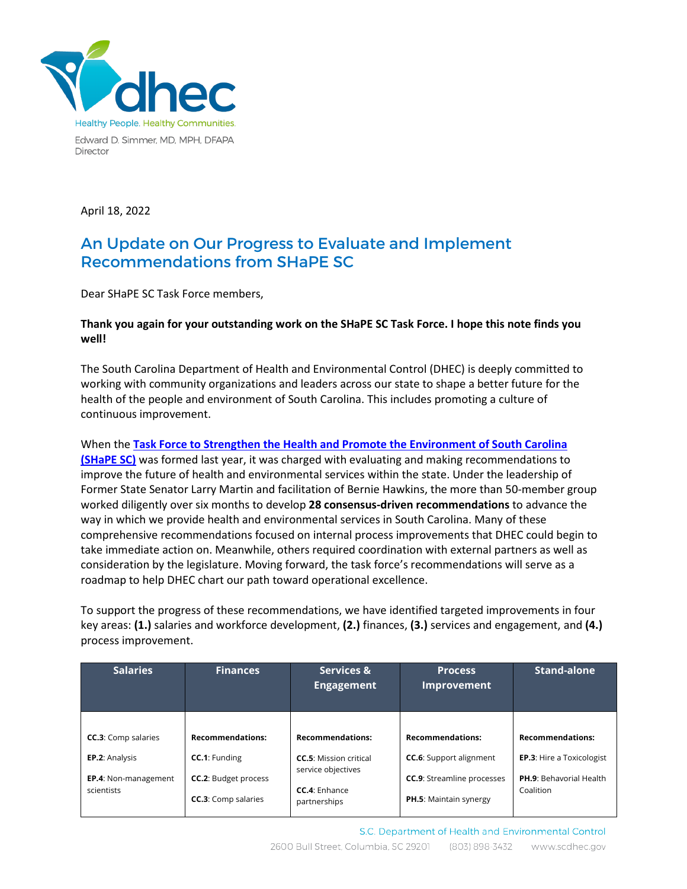Edward D. Simmer, MD, MPH, DFAPA
Director

April 18, 2022

# An Update on Our Progress to Evaluate and Implement Recommendations from SHaPE SC

Dear SHaPE SC Task Force members,

**Thank you again for your outstanding work on the SHaPE SC Task Force. I hope this note finds you well!**

The South Carolina Department of Health and Environmental Control (DHEC) is deeply committed to working with community organizations and leaders across our state to shape a better future for the health of the people and environment of South Carolina. This includes promoting a culture of continuous improvement.

When the **Task Force to Strengthen the Health and Promote the Environment of South Carolina (SHaPE SC)** was formed last year, it was charged with evaluating and making recommendations to improve the future of health and environmental services within the state. Under the leadership of Former State Senator Larry Martin and facilitation of Bernie Hawkins, the more than 50-member group worked diligently over six months to develop **28 consensus-driven recommendations** to advance the way in which we provide health and environmental services in South Carolina. Many of these comprehensive recommendations focused on internal process improvements that DHEC could begin to take immediate action on. Meanwhile, others required coordination with external partners as well as consideration by the legislature. Moving forward, the task force's recommendations will serve as a roadmap to help DHEC chart our path toward operational excellence.

To support the progress of these recommendations, we have identified targeted improvements in four key areas: **(1.)** salaries and workforce development, **(2.)** finances, **(3.)** services and engagement, and **(4.)** process improvement.

| Salaries | Finances | Services & Engagement | Process Improvement | Stand-alone |
|---|---|---|---|---|
| **CC.3**: Comp salaries<br>**EP.2**: Analysis<br>**EP.4**: Non-management scientists | **Recommendations:**<br>**CC.1**: Funding<br>**CC.2**: Budget process<br>**CC.3**: Comp salaries | **Recommendations:**<br>**CC.5**: Mission critical service objectives<br>**CC.4**: Enhance partnerships | **Recommendations:**<br>**CC.6**: Support alignment<br>**CC.9**: Streamline processes<br>**PH.5**: Maintain synergy | **Recommendations:**<br>**EP.3**: Hire a Toxicologist<br>**PH.9**: Behavorial Health Coalition |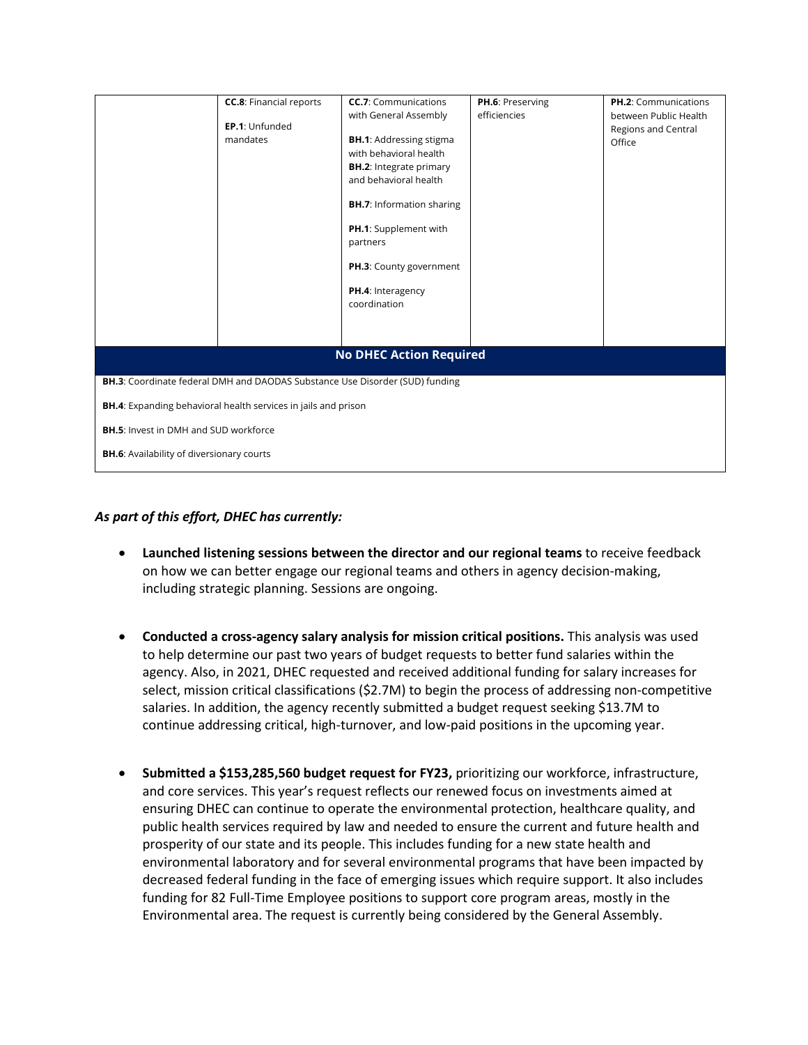| | | | | |
|---|---|---|---|---|
| | **CC.8**: Financial reports<br><br>**EP.1**: Unfunded mandates | **CC.7**: Communications with General Assembly<br><br>**BH.1**: Addressing stigma with behavioral health<br>**BH.2**: Integrate primary and behavioral health<br><br>**BH.7**: Information sharing<br><br>**PH.1**: Supplement with partners<br><br>**PH.3**: County government<br><br>**PH.4**: Interagency coordination | **PH.6**: Preserving efficiencies | **PH.2**: Communications between Public Health Regions and Central Office |
| **No DHEC Action Required** | | | | |
| **BH.3**: Coordinate federal DMH and DAODAS Substance Use Disorder (SUD) funding | | | | |
| **BH.4**: Expanding behavioral health services in jails and prison | | | | |
| **BH.5**: Invest in DMH and SUD workforce | | | | |
| **BH.6**: Availability of diversionary courts | | | | |

***As part of this effort, DHEC has currently:***

- **Launched listening sessions between the director and our regional teams** to receive feedback on how we can better engage our regional teams and others in agency decision-making, including strategic planning. Sessions are ongoing.

- **Conducted a cross-agency salary analysis for mission critical positions.** This analysis was used to help determine our past two years of budget requests to better fund salaries within the agency. Also, in 2021, DHEC requested and received additional funding for salary increases for select, mission critical classifications ($2.7M) to begin the process of addressing non-competitive salaries. In addition, the agency recently submitted a budget request seeking $13.7M to continue addressing critical, high-turnover, and low-paid positions in the upcoming year.

- **Submitted a $153,285,560 budget request for FY23,** prioritizing our workforce, infrastructure, and core services. This year's request reflects our renewed focus on investments aimed at ensuring DHEC can continue to operate the environmental protection, healthcare quality, and public health services required by law and needed to ensure the current and future health and prosperity of our state and its people. This includes funding for a new state health and environmental laboratory and for several environmental programs that have been impacted by decreased federal funding in the face of emerging issues which require support. It also includes funding for 82 Full-Time Employee positions to support core program areas, mostly in the Environmental area. The request is currently being considered by the General Assembly.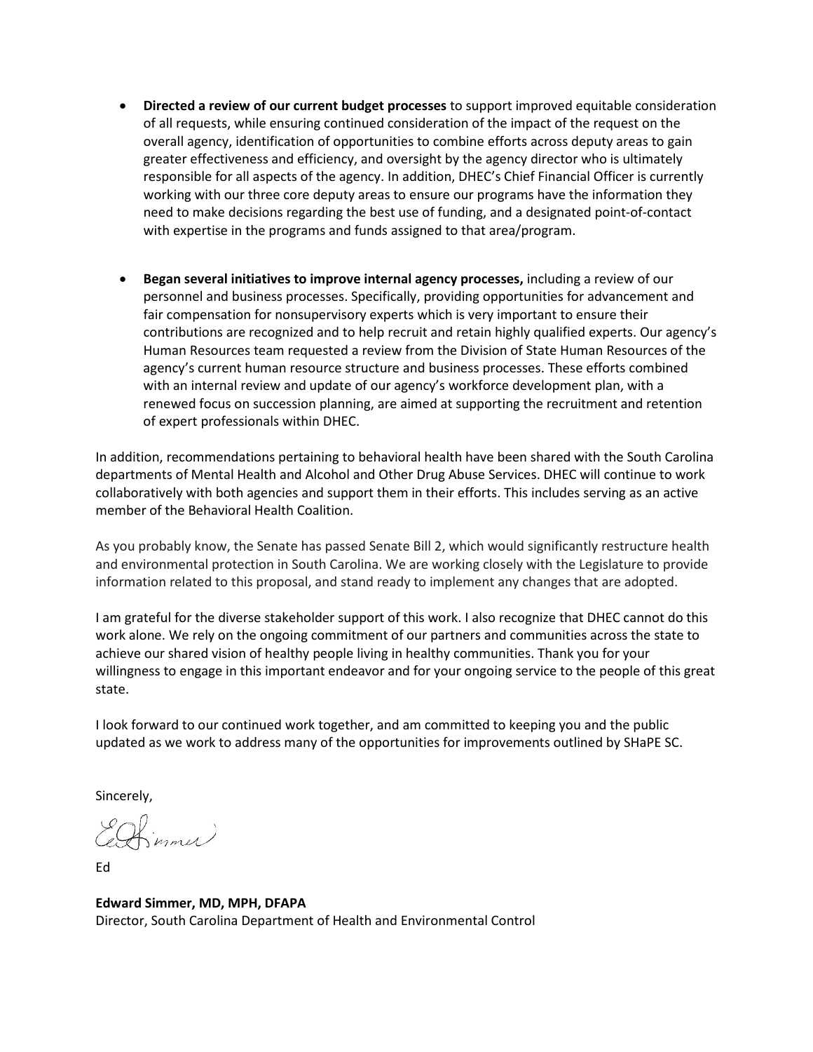- **Directed a review of our current budget processes** to support improved equitable consideration of all requests, while ensuring continued consideration of the impact of the request on the overall agency, identification of opportunities to combine efforts across deputy areas to gain greater effectiveness and efficiency, and oversight by the agency director who is ultimately responsible for all aspects of the agency. In addition, DHEC's Chief Financial Officer is currently working with our three core deputy areas to ensure our programs have the information they need to make decisions regarding the best use of funding, and a designated point-of-contact with expertise in the programs and funds assigned to that area/program.

- **Began several initiatives to improve internal agency processes,** including a review of our personnel and business processes. Specifically, providing opportunities for advancement and fair compensation for nonsupervisory experts which is very important to ensure their contributions are recognized and to help recruit and retain highly qualified experts. Our agency's Human Resources team requested a review from the Division of State Human Resources of the agency's current human resource structure and business processes. These efforts combined with an internal review and update of our agency's workforce development plan, with a renewed focus on succession planning, are aimed at supporting the recruitment and retention of expert professionals within DHEC.

In addition, recommendations pertaining to behavioral health have been shared with the South Carolina departments of Mental Health and Alcohol and Other Drug Abuse Services. DHEC will continue to work collaboratively with both agencies and support them in their efforts. This includes serving as an active member of the Behavioral Health Coalition.

As you probably know, the Senate has passed Senate Bill 2, which would significantly restructure health and environmental protection in South Carolina. We are working closely with the Legislature to provide information related to this proposal, and stand ready to implement any changes that are adopted.

I am grateful for the diverse stakeholder support of this work. I also recognize that DHEC cannot do this work alone. We rely on the ongoing commitment of our partners and communities across the state to achieve our shared vision of healthy people living in healthy communities. Thank you for your willingness to engage in this important endeavor and for your ongoing service to the people of this great state.

I look forward to our continued work together, and am committed to keeping you and the public updated as we work to address many of the opportunities for improvements outlined by SHaPE SC.

Sincerely,

Ed

**Edward Simmer, MD, MPH, DFAPA**
Director, South Carolina Department of Health and Environmental Control